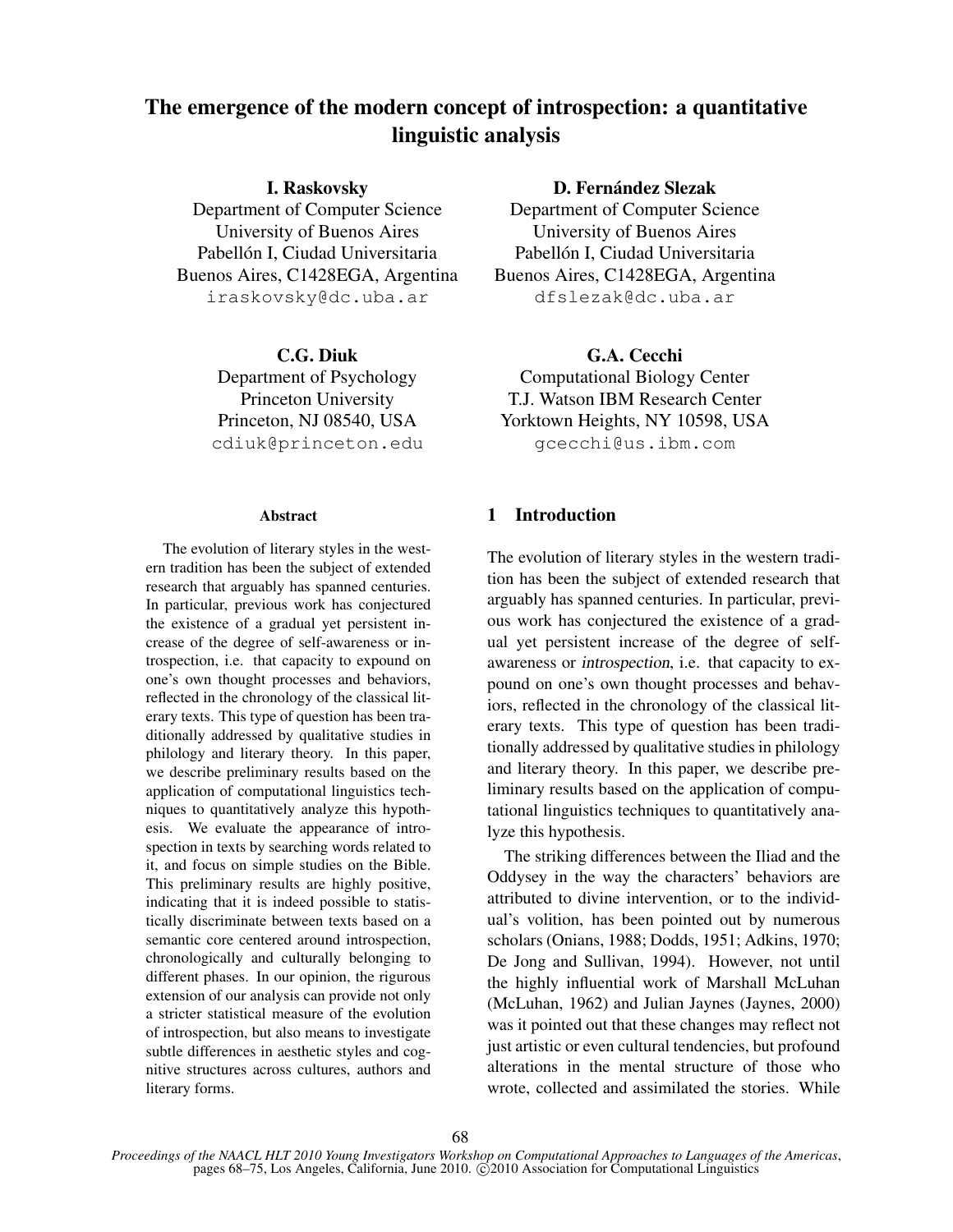# The emergence of the modern concept of introspection: a quantitative linguistic analysis

**I. Raskovsky**
Department of Computer Science
University of Buenos Aires
Pabellón I, Ciudad Universitaria
Buenos Aires, C1428EGA, Argentina
iraskovsky@dc.uba.ar

**D. Fernández Slezak**
Department of Computer Science
University of Buenos Aires
Pabellón I, Ciudad Universitaria
Buenos Aires, C1428EGA, Argentina
dfslezak@dc.uba.ar

**C.G. Diuk**
Department of Psychology
Princeton University
Princeton, NJ 08540, USA
cdiuk@princeton.edu

**G.A. Cecchi**
Computational Biology Center
T.J. Watson IBM Research Center
Yorktown Heights, NY 10598, USA
gcecchi@us.ibm.com

### Abstract

The evolution of literary styles in the western tradition has been the subject of extended research that arguably has spanned centuries. In particular, previous work has conjectured the existence of a gradual yet persistent increase of the degree of self-awareness or introspection, i.e. that capacity to expound on one's own thought processes and behaviors, reflected in the chronology of the classical literary texts. This type of question has been traditionally addressed by qualitative studies in philology and literary theory. In this paper, we describe preliminary results based on the application of computational linguistics techniques to quantitatively analyze this hypothesis. We evaluate the appearance of introspection in texts by searching words related to it, and focus on simple studies on the Bible. This preliminary results are highly positive, indicating that it is indeed possible to statistically discriminate between texts based on a semantic core centered around introspection, chronologically and culturally belonging to different phases. In our opinion, the rigurous extension of our analysis can provide not only a stricter statistical measure of the evolution of introspection, but also means to investigate subtle differences in aesthetic styles and cognitive structures across cultures, authors and literary forms.

## 1 Introduction

The evolution of literary styles in the western tradition has been the subject of extended research that arguably has spanned centuries. In particular, previous work has conjectured the existence of a gradual yet persistent increase of the degree of self-awareness or *introspection*, i.e. that capacity to expound on one's own thought processes and behaviors, reflected in the chronology of the classical literary texts. This type of question has been traditionally addressed by qualitative studies in philology and literary theory. In this paper, we describe preliminary results based on the application of computational linguistics techniques to quantitatively analyze this hypothesis.

The striking differences between the Iliad and the Oddysey in the way the characters' behaviors are attributed to divine intervention, or to the individual's volition, has been pointed out by numerous scholars (Onians, 1988; Dodds, 1951; Adkins, 1970; De Jong and Sullivan, 1994). However, not until the highly influential work of Marshall McLuhan (McLuhan, 1962) and Julian Jaynes (Jaynes, 2000) was it pointed out that these changes may reflect not just artistic or even cultural tendencies, but profound alterations in the mental structure of those who wrote, collected and assimilated the stories. While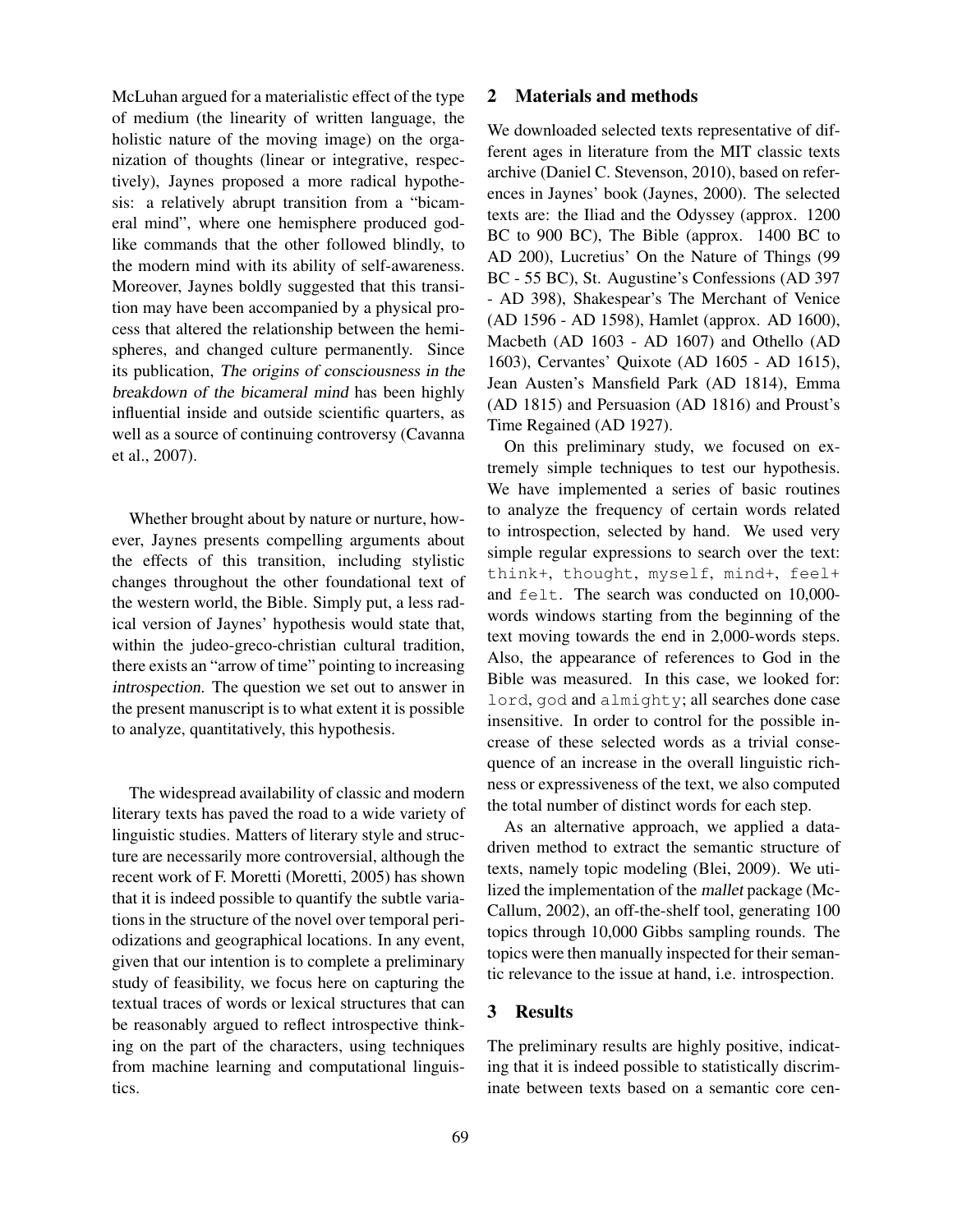McLuhan argued for a materialistic effect of the type of medium (the linearity of written language, the holistic nature of the moving image) on the organization of thoughts (linear or integrative, respectively), Jaynes proposed a more radical hypothesis: a relatively abrupt transition from a "bicameral mind", where one hemisphere produced god-like commands that the other followed blindly, to the modern mind with its ability of self-awareness. Moreover, Jaynes boldly suggested that this transition may have been accompanied by a physical process that altered the relationship between the hemispheres, and changed culture permanently. Since its publication, *The origins of consciousness in the breakdown of the bicameral mind* has been highly influential inside and outside scientific quarters, as well as a source of continuing controversy (Cavanna et al., 2007).

Whether brought about by nature or nurture, however, Jaynes presents compelling arguments about the effects of this transition, including stylistic changes throughout the other foundational text of the western world, the Bible. Simply put, a less radical version of Jaynes' hypothesis would state that, within the judeo-greco-christian cultural tradition, there exists an "arrow of time" pointing to increasing *introspection*. The question we set out to answer in the present manuscript is to what extent it is possible to analyze, quantitatively, this hypothesis.

The widespread availability of classic and modern literary texts has paved the road to a wide variety of linguistic studies. Matters of literary style and structure are necessarily more controversial, although the recent work of F. Moretti (Moretti, 2005) has shown that it is indeed possible to quantify the subtle variations in the structure of the novel over temporal periodizations and geographical locations. In any event, given that our intention is to complete a preliminary study of feasibility, we focus here on capturing the textual traces of words or lexical structures that can be reasonably argued to reflect introspective thinking on the part of the characters, using techniques from machine learning and computational linguistics.

## 2 Materials and methods

We downloaded selected texts representative of different ages in literature from the MIT classic texts archive (Daniel C. Stevenson, 2010), based on references in Jaynes' book (Jaynes, 2000). The selected texts are: the Iliad and the Odyssey (approx. 1200 BC to 900 BC), The Bible (approx. 1400 BC to AD 200), Lucretius' On the Nature of Things (99 BC - 55 BC), St. Augustine's Confessions (AD 397 - AD 398), Shakespear's The Merchant of Venice (AD 1596 - AD 1598), Hamlet (approx. AD 1600), Macbeth (AD 1603 - AD 1607) and Othello (AD 1603), Cervantes' Quixote (AD 1605 - AD 1615), Jean Austen's Mansfield Park (AD 1814), Emma (AD 1815) and Persuasion (AD 1816) and Proust's Time Regained (AD 1927).

On this preliminary study, we focused on extremely simple techniques to test our hypothesis. We have implemented a series of basic routines to analyze the frequency of certain words related to introspection, selected by hand. We used very simple regular expressions to search over the text: `think+`, `thought`, `myself`, `mind+`, `feel+` and `felt`. The search was conducted on 10,000-words windows starting from the beginning of the text moving towards the end in 2,000-words steps. Also, the appearance of references to God in the Bible was measured. In this case, we looked for: `lord`, `god` and `almighty`; all searches done case insensitive. In order to control for the possible increase of these selected words as a trivial consequence of an increase in the overall linguistic richness or expressiveness of the text, we also computed the total number of distinct words for each step.

As an alternative approach, we applied a data-driven method to extract the semantic structure of texts, namely topic modeling (Blei, 2009). We utilized the implementation of the *mallet* package (McCallum, 2002), an off-the-shelf tool, generating 100 topics through 10,000 Gibbs sampling rounds. The topics were then manually inspected for their semantic relevance to the issue at hand, i.e. introspection.

## 3 Results

The preliminary results are highly positive, indicating that it is indeed possible to statistically discriminate between texts based on a semantic core cen-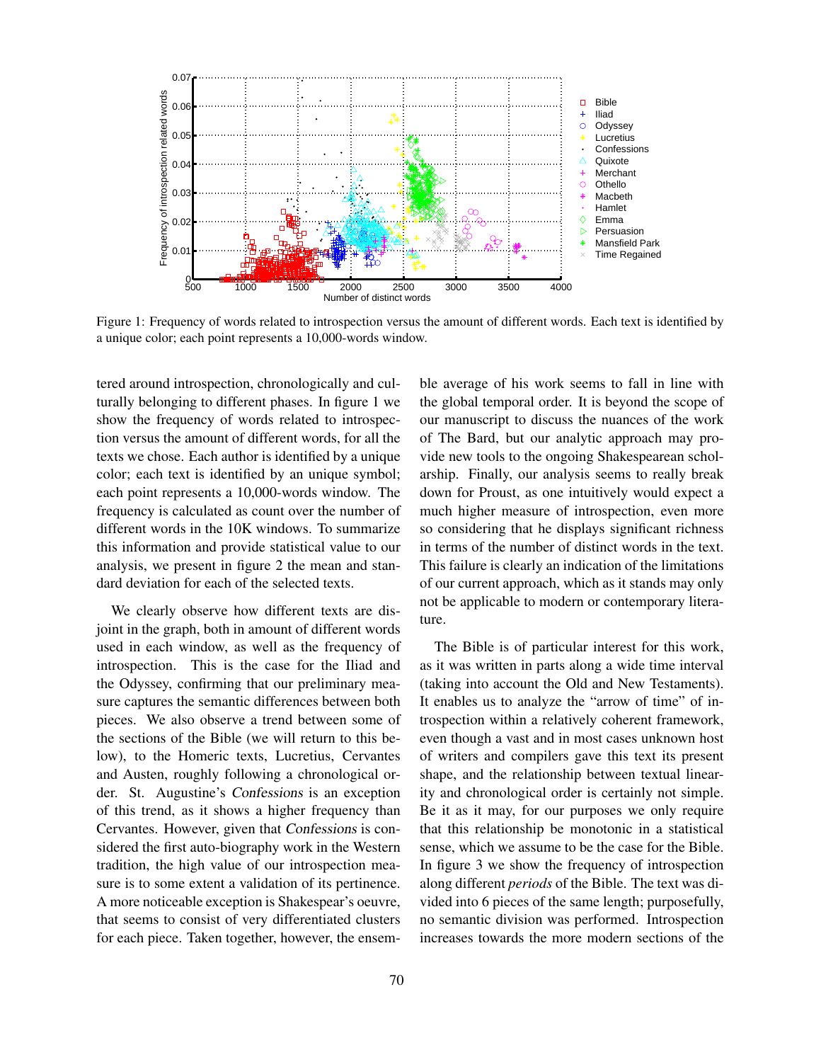Figure 1: Frequency of words related to introspection versus the amount of different words. Each text is identified by a unique color; each point represents a 10,000-words window.

tered around introspection, chronologically and culturally belonging to different phases. In figure 1 we show the frequency of words related to introspection versus the amount of different words, for all the texts we chose. Each author is identified by a unique color; each text is identified by an unique symbol; each point represents a 10,000-words window. The frequency is calculated as count over the number of different words in the 10K windows. To summarize this information and provide statistical value to our analysis, we present in figure 2 the mean and standard deviation for each of the selected texts.

We clearly observe how different texts are disjoint in the graph, both in amount of different words used in each window, as well as the frequency of introspection. This is the case for the Iliad and the Odyssey, confirming that our preliminary measure captures the semantic differences between both pieces. We also observe a trend between some of the sections of the Bible (we will return to this below), to the Homeric texts, Lucretius, Cervantes and Austen, roughly following a chronological order. St. Augustine's *Confessions* is an exception of this trend, as it shows a higher frequency than Cervantes. However, given that *Confessions* is considered the first auto-biography work in the Western tradition, the high value of our introspection measure is to some extent a validation of its pertinence. A more noticeable exception is Shakespear's oeuvre, that seems to consist of very differentiated clusters for each piece. Taken together, however, the ensemble average of his work seems to fall in line with the global temporal order. It is beyond the scope of our manuscript to discuss the nuances of the work of The Bard, but our analytic approach may provide new tools to the ongoing Shakespearean scholarship. Finally, our analysis seems to really break down for Proust, as one intuitively would expect a much higher measure of introspection, even more so considering that he displays significant richness in terms of the number of distinct words in the text. This failure is clearly an indication of the limitations of our current approach, which as it stands may only not be applicable to modern or contemporary literature.

The Bible is of particular interest for this work, as it was written in parts along a wide time interval (taking into account the Old and New Testaments). It enables us to analyze the "arrow of time" of introspection within a relatively coherent framework, even though a vast and in most cases unknown host of writers and compilers gave this text its present shape, and the relationship between textual linearity and chronological order is certainly not simple. Be it as it may, for our purposes we only require that this relationship be monotonic in a statistical sense, which we assume to be the case for the Bible. In figure 3 we show the frequency of introspection along different *periods* of the Bible. The text was divided into 6 pieces of the same length; purposefully, no semantic division was performed. Introspection increases towards the more modern sections of the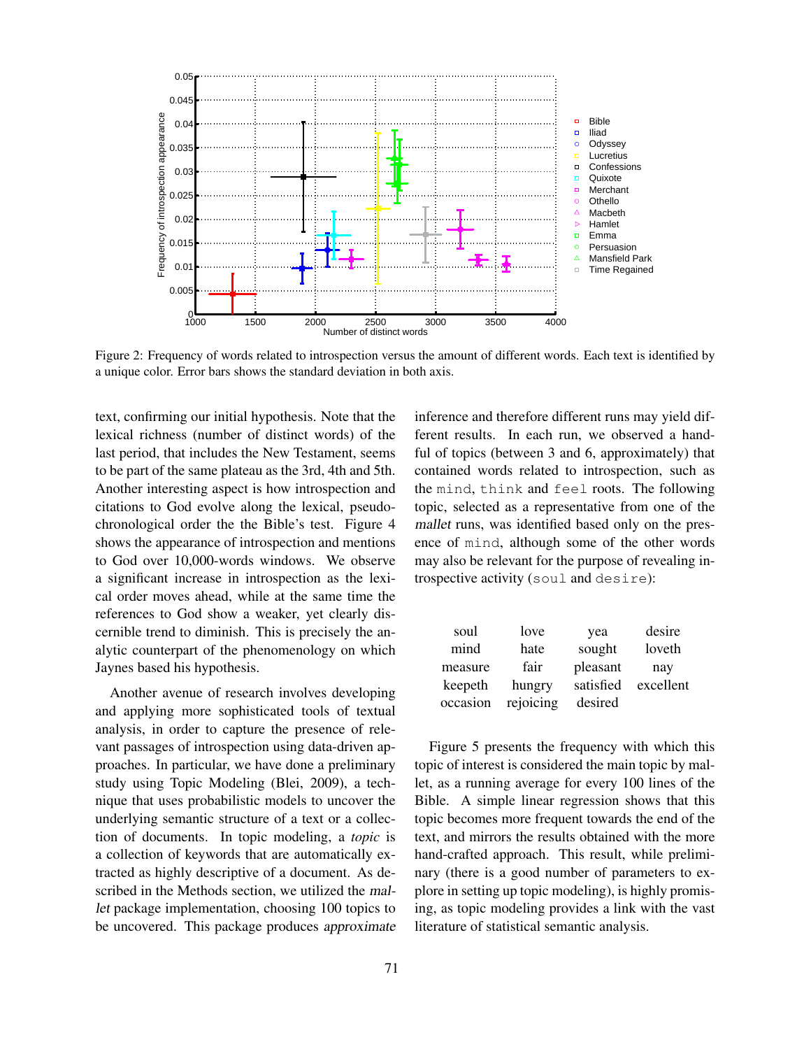Figure 2: Frequency of words related to introspection versus the amount of different words. Each text is identified by a unique color. Error bars shows the standard deviation in both axis.

text, confirming our initial hypothesis. Note that the lexical richness (number of distinct words) of the last period, that includes the New Testament, seems to be part of the same plateau as the 3rd, 4th and 5th. Another interesting aspect is how introspection and citations to God evolve along the lexical, pseudo-chronological order the the Bible's test. Figure 4 shows the appearance of introspection and mentions to God over 10,000-words windows. We observe a significant increase in introspection as the lexical order moves ahead, while at the same time the references to God show a weaker, yet clearly discernible trend to diminish. This is precisely the analytic counterpart of the phenomenology on which Jaynes based his hypothesis.

Another avenue of research involves developing and applying more sophisticated tools of textual analysis, in order to capture the presence of relevant passages of introspection using data-driven approaches. In particular, we have done a preliminary study using Topic Modeling (Blei, 2009), a technique that uses probabilistic models to uncover the underlying semantic structure of a text or a collection of documents. In topic modeling, a *topic* is a collection of keywords that are automatically extracted as highly descriptive of a document. As described in the Methods section, we utilized the *mallet* package implementation, choosing 100 topics to be uncovered. This package produces *approximate* inference and therefore different runs may yield different results. In each run, we observed a handful of topics (between 3 and 6, approximately) that contained words related to introspection, such as the `mind`, `think` and `feel` roots. The following topic, selected as a representative from one of the *mallet* runs, was identified based only on the presence of `mind`, although some of the other words may also be relevant for the purpose of revealing introspective activity (`soul` and `desire`):

| | | | |
|---|---|---|---|
| soul | love | yea | desire |
| mind | hate | sought | loveth |
| measure | fair | pleasant | nay |
| keepeth | hungry | satisfied | excellent |
| occasion | rejoicing | desired | |

Figure 5 presents the frequency with which this topic of interest is considered the main topic by mallet, as a running average for every 100 lines of the Bible. A simple linear regression shows that this topic becomes more frequent towards the end of the text, and mirrors the results obtained with the more hand-crafted approach. This result, while preliminary (there is a good number of parameters to explore in setting up topic modeling), is highly promising, as topic modeling provides a link with the vast literature of statistical semantic analysis.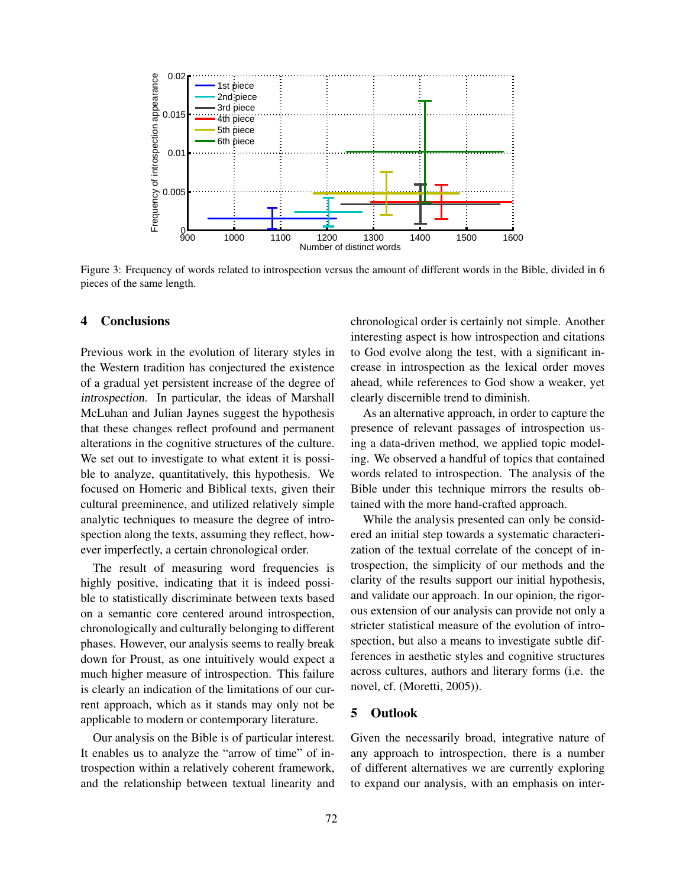Figure 3: Frequency of words related to introspection versus the amount of different words in the Bible, divided in 6 pieces of the same length.

## 4 Conclusions

Previous work in the evolution of literary styles in the Western tradition has conjectured the existence of a gradual yet persistent increase of the degree of *introspection*. In particular, the ideas of Marshall McLuhan and Julian Jaynes suggest the hypothesis that these changes reflect profound and permanent alterations in the cognitive structures of the culture. We set out to investigate to what extent it is possible to analyze, quantitatively, this hypothesis. We focused on Homeric and Biblical texts, given their cultural preeminence, and utilized relatively simple analytic techniques to measure the degree of introspection along the texts, assuming they reflect, however imperfectly, a certain chronological order.

The result of measuring word frequencies is highly positive, indicating that it is indeed possible to statistically discriminate between texts based on a semantic core centered around introspection, chronologically and culturally belonging to different phases. However, our analysis seems to really break down for Proust, as one intuitively would expect a much higher measure of introspection. This failure is clearly an indication of the limitations of our current approach, which as it stands may only not be applicable to modern or contemporary literature.

Our analysis on the Bible is of particular interest. It enables us to analyze the "arrow of time" of introspection within a relatively coherent framework, and the relationship between textual linearity and chronological order is certainly not simple. Another interesting aspect is how introspection and citations to God evolve along the test, with a significant increase in introspection as the lexical order moves ahead, while references to God show a weaker, yet clearly discernible trend to diminish.

As an alternative approach, in order to capture the presence of relevant passages of introspection using a data-driven method, we applied topic modeling. We observed a handful of topics that contained words related to introspection. The analysis of the Bible under this technique mirrors the results obtained with the more hand-crafted approach.

While the analysis presented can only be considered an initial step towards a systematic characterization of the textual correlate of the concept of introspection, the simplicity of our methods and the clarity of the results support our initial hypothesis, and validate our approach. In our opinion, the rigorous extension of our analysis can provide not only a stricter statistical measure of the evolution of introspection, but also a means to investigate subtle differences in aesthetic styles and cognitive structures across cultures, authors and literary forms (i.e. the novel, cf. (Moretti, 2005)).

## 5 Outlook

Given the necessarily broad, integrative nature of any approach to introspection, there is a number of different alternatives we are currently exploring to expand our analysis, with an emphasis on inter-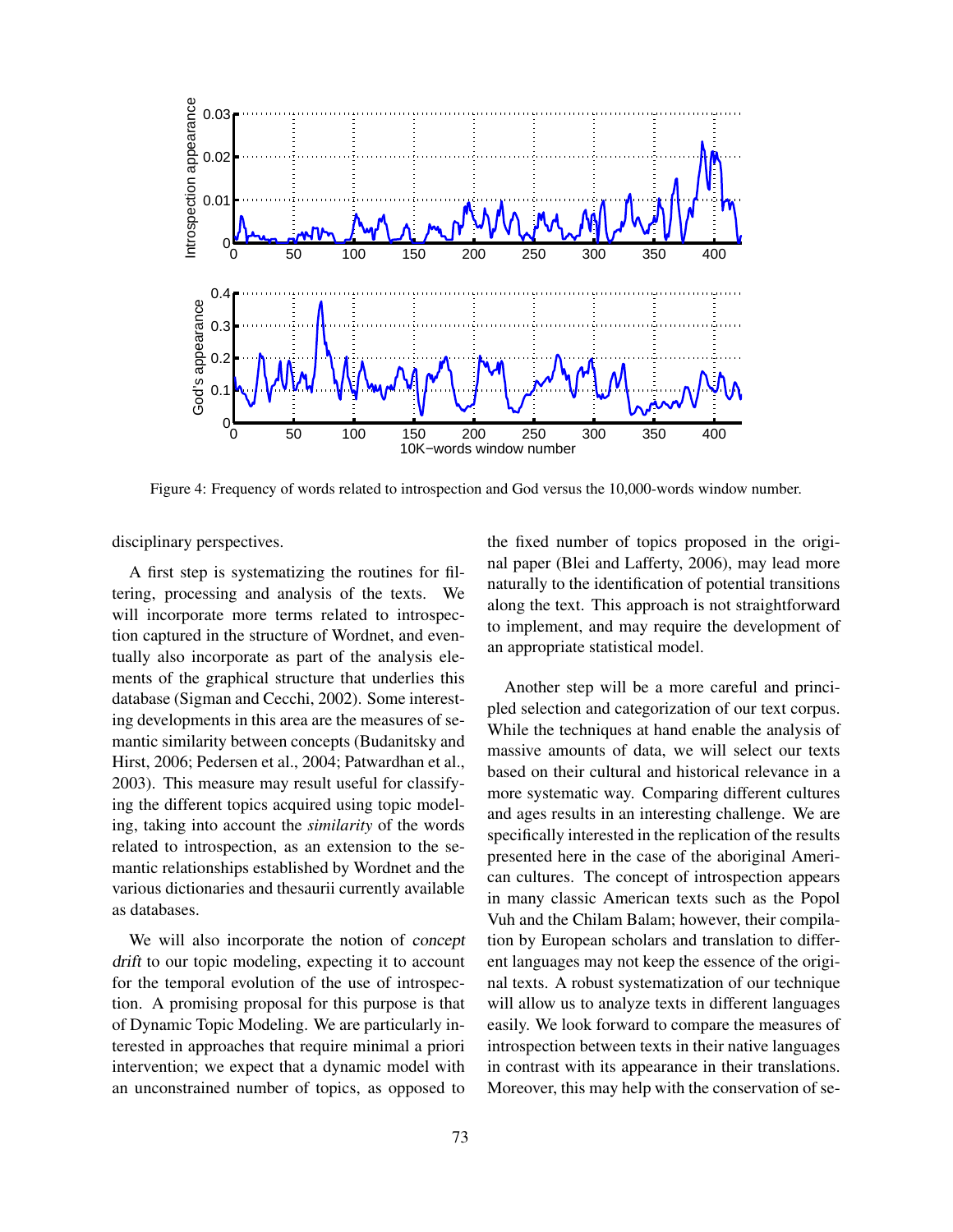Figure 4: Frequency of words related to introspection and God versus the 10,000-words window number.

disciplinary perspectives.

A first step is systematizing the routines for filtering, processing and analysis of the texts. We will incorporate more terms related to introspection captured in the structure of Wordnet, and eventually also incorporate as part of the analysis elements of the graphical structure that underlies this database (Sigman and Cecchi, 2002). Some interesting developments in this area are the measures of semantic similarity between concepts (Budanitsky and Hirst, 2006; Pedersen et al., 2004; Patwardhan et al., 2003). This measure may result useful for classifying the different topics acquired using topic modeling, taking into account the *similarity* of the words related to introspection, as an extension to the semantic relationships established by Wordnet and the various dictionaries and thesaurii currently available as databases.

We will also incorporate the notion of *concept drift* to our topic modeling, expecting it to account for the temporal evolution of the use of introspection. A promising proposal for this purpose is that of Dynamic Topic Modeling. We are particularly interested in approaches that require minimal a priori intervention; we expect that a dynamic model with an unconstrained number of topics, as opposed to the fixed number of topics proposed in the original paper (Blei and Lafferty, 2006), may lead more naturally to the identification of potential transitions along the text. This approach is not straightforward to implement, and may require the development of an appropriate statistical model.

Another step will be a more careful and principled selection and categorization of our text corpus. While the techniques at hand enable the analysis of massive amounts of data, we will select our texts based on their cultural and historical relevance in a more systematic way. Comparing different cultures and ages results in an interesting challenge. We are specifically interested in the replication of the results presented here in the case of the aboriginal American cultures. The concept of introspection appears in many classic American texts such as the Popol Vuh and the Chilam Balam; however, their compilation by European scholars and translation to different languages may not keep the essence of the original texts. A robust systematization of our technique will allow us to analyze texts in different languages easily. We look forward to compare the measures of introspection between texts in their native languages in contrast with its appearance in their translations. Moreover, this may help with the conservation of se-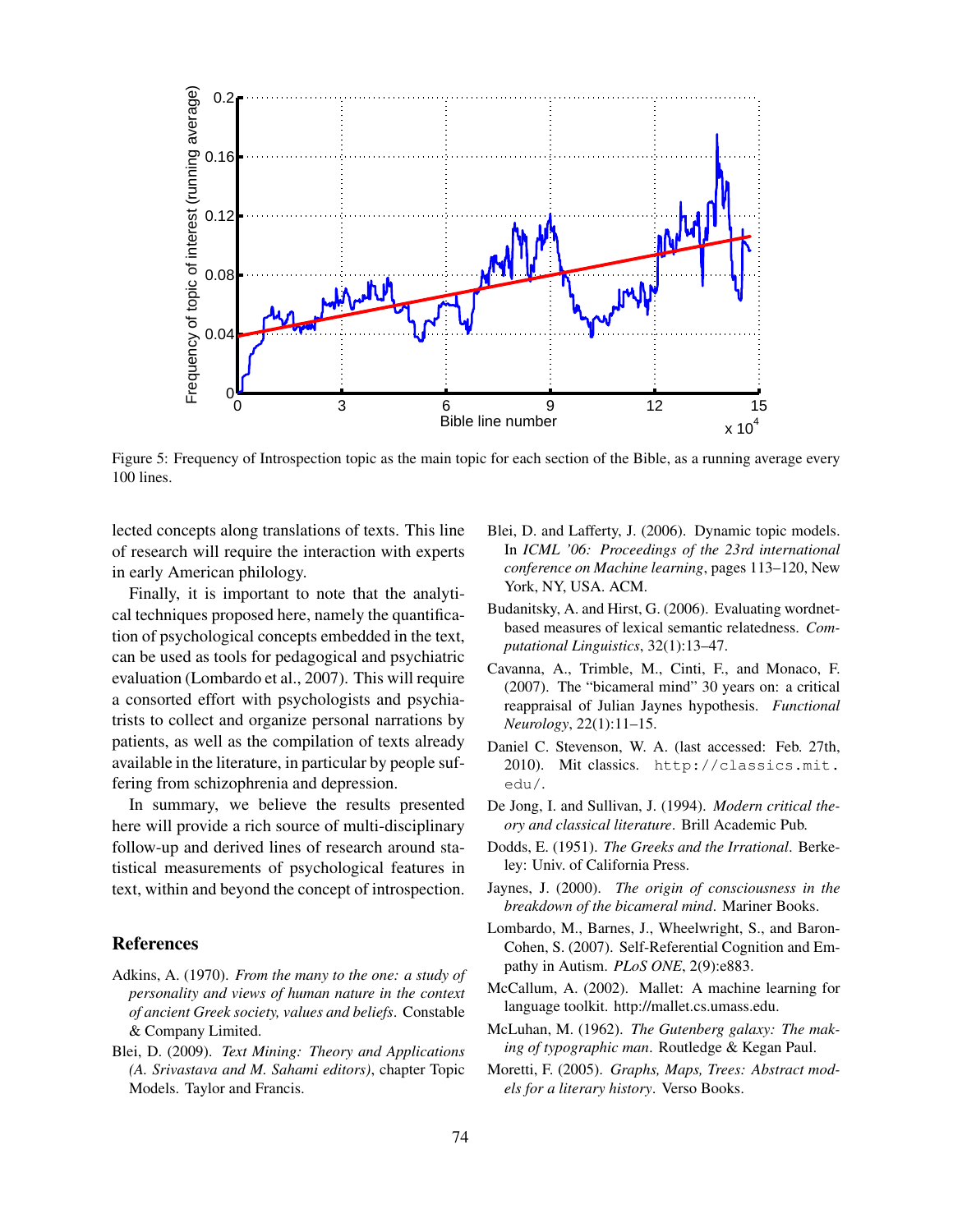Figure 5: Frequency of Introspection topic as the main topic for each section of the Bible, as a running average every 100 lines.

lected concepts along translations of texts. This line of research will require the interaction with experts in early American philology.

Finally, it is important to note that the analytical techniques proposed here, namely the quantification of psychological concepts embedded in the text, can be used as tools for pedagogical and psychiatric evaluation (Lombardo et al., 2007). This will require a consorted effort with psychologists and psychiatrists to collect and organize personal narrations by patients, as well as the compilation of texts already available in the literature, in particular by people suffering from schizophrenia and depression.

In summary, we believe the results presented here will provide a rich source of multi-disciplinary follow-up and derived lines of research around statistical measurements of psychological features in text, within and beyond the concept of introspection.

## References

Adkins, A. (1970). *From the many to the one: a study of personality and views of human nature in the context of ancient Greek society, values and beliefs*. Constable & Company Limited.

Blei, D. (2009). *Text Mining: Theory and Applications (A. Srivastava and M. Sahami editors)*, chapter Topic Models. Taylor and Francis.

Blei, D. and Lafferty, J. (2006). Dynamic topic models. In *ICML '06: Proceedings of the 23rd international conference on Machine learning*, pages 113–120, New York, NY, USA. ACM.

Budanitsky, A. and Hirst, G. (2006). Evaluating wordnet-based measures of lexical semantic relatedness. *Computational Linguistics*, 32(1):13–47.

Cavanna, A., Trimble, M., Cinti, F., and Monaco, F. (2007). The "bicameral mind" 30 years on: a critical reappraisal of Julian Jaynes hypothesis. *Functional Neurology*, 22(1):11–15.

Daniel C. Stevenson, W. A. (last accessed: Feb. 27th, 2010). Mit classics. `http://classics.mit.edu/`.

De Jong, I. and Sullivan, J. (1994). *Modern critical theory and classical literature*. Brill Academic Pub.

Dodds, E. (1951). *The Greeks and the Irrational*. Berkeley: Univ. of California Press.

Jaynes, J. (2000). *The origin of consciousness in the breakdown of the bicameral mind*. Mariner Books.

Lombardo, M., Barnes, J., Wheelwright, S., and Baron-Cohen, S. (2007). Self-Referential Cognition and Empathy in Autism. *PLoS ONE*, 2(9):e883.

McCallum, A. (2002). Mallet: A machine learning for language toolkit. http://mallet.cs.umass.edu.

McLuhan, M. (1962). *The Gutenberg galaxy: The making of typographic man*. Routledge & Kegan Paul.

Moretti, F. (2005). *Graphs, Maps, Trees: Abstract models for a literary history*. Verso Books.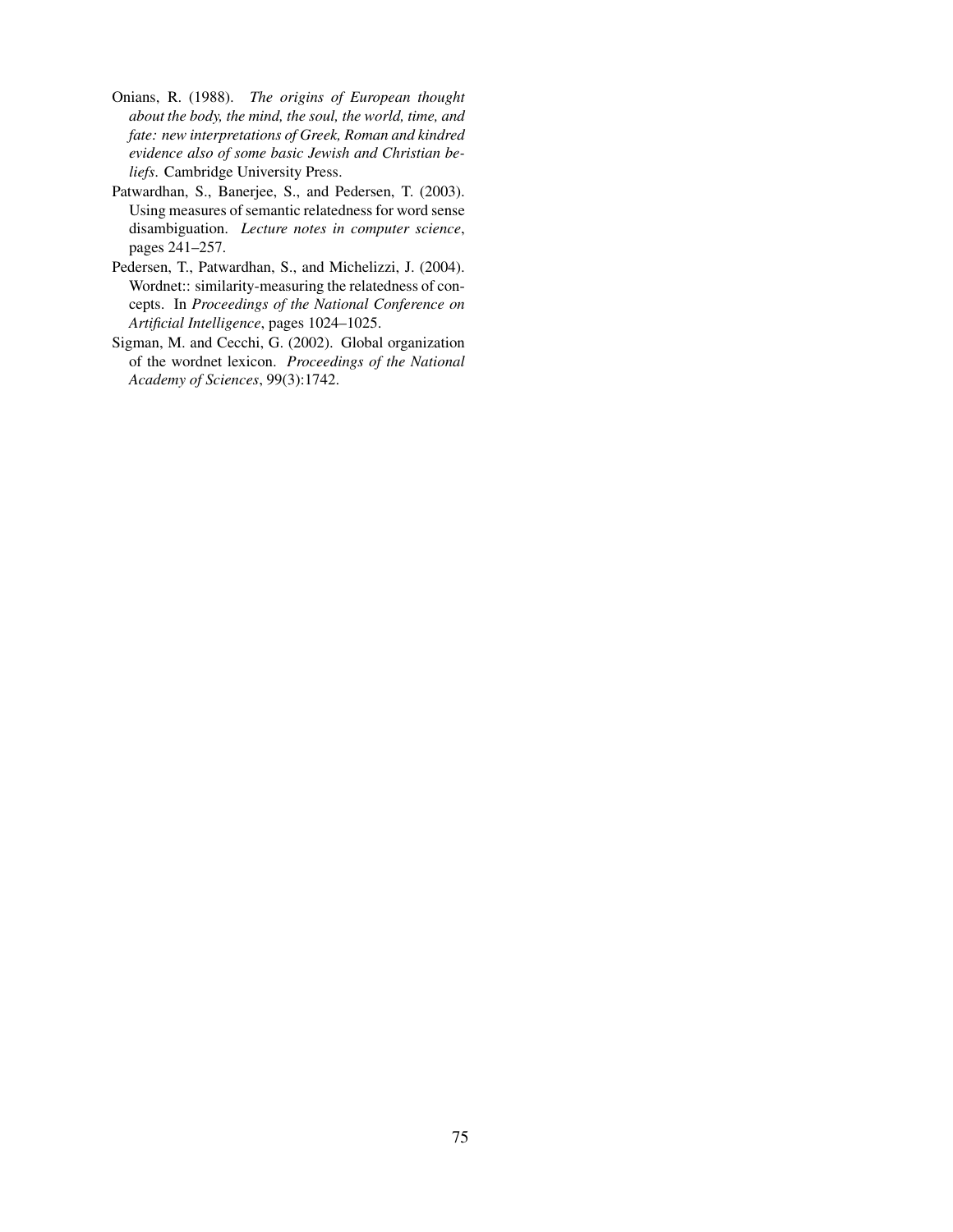Onians, R. (1988). *The origins of European thought about the body, the mind, the soul, the world, time, and fate: new interpretations of Greek, Roman and kindred evidence also of some basic Jewish and Christian beliefs*. Cambridge University Press.

Patwardhan, S., Banerjee, S., and Pedersen, T. (2003). Using measures of semantic relatedness for word sense disambiguation. *Lecture notes in computer science*, pages 241–257.

Pedersen, T., Patwardhan, S., and Michelizzi, J. (2004). Wordnet:: similarity-measuring the relatedness of concepts. In *Proceedings of the National Conference on Artificial Intelligence*, pages 1024–1025.

Sigman, M. and Cecchi, G. (2002). Global organization of the wordnet lexicon. *Proceedings of the National Academy of Sciences*, 99(3):1742.